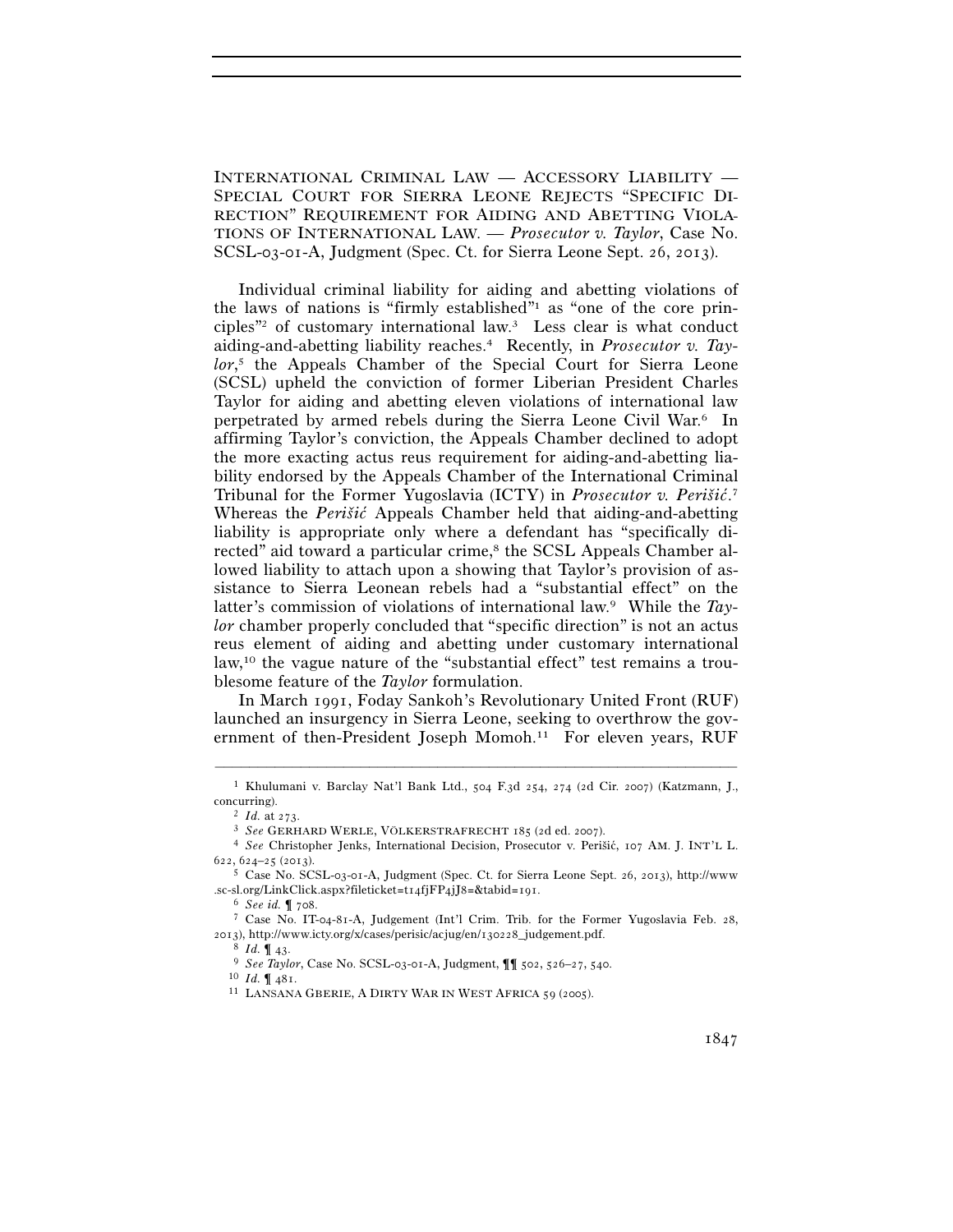INTERNATIONAL CRIMINAL LAW — ACCESSORY LIABILITY — SPECIAL COURT FOR SIERRA LEONE REJECTS "SPECIFIC DIRECTION" REQUIREMENT FOR AIDING AND ABETTING VIOLATIONS OF INTERNATIONAL LAW. — *Prosecutor v. Taylor*, Case No. SCSL-03-01-A, Judgment (Spec. Ct. for Sierra Leone Sept. 26, 2013).

Individual criminal liability for aiding and abetting violations of the laws of nations is "firmly established"[1] as "one of the core principles"[2] of customary international law.[3] Less clear is what conduct aiding-and-abetting liability reaches.[4] Recently, in *Prosecutor v. Taylor*,[5] the Appeals Chamber of the Special Court for Sierra Leone (SCSL) upheld the conviction of former Liberian President Charles Taylor for aiding and abetting eleven violations of international law perpetrated by armed rebels during the Sierra Leone Civil War.[6] In affirming Taylor's conviction, the Appeals Chamber declined to adopt the more exacting actus reus requirement for aiding-and-abetting liability endorsed by the Appeals Chamber of the International Criminal Tribunal for the Former Yugoslavia (ICTY) in *Prosecutor v. Perišić*.[7] Whereas the *Perišić* Appeals Chamber held that aiding-and-abetting liability is appropriate only where a defendant has "specifically directed" aid toward a particular crime,[8] the SCSL Appeals Chamber allowed liability to attach upon a showing that Taylor's provision of assistance to Sierra Leonean rebels had a "substantial effect" on the latter's commission of violations of international law.[9] While the *Taylor* chamber properly concluded that "specific direction" is not an actus reus element of aiding and abetting under customary international law,[10] the vague nature of the "substantial effect" test remains a troublesome feature of the *Taylor* formulation.

In March 1991, Foday Sankoh's Revolutionary United Front (RUF) launched an insurgency in Sierra Leone, seeking to overthrow the government of then-President Joseph Momoh.[11] For eleven years, RUF

---

[1] Khulumani v. Barclay Nat'l Bank Ltd., 504 F.3d 254, 274 (2d Cir. 2007) (Katzmann, J., concurring).

[2] *Id.* at 273.

[3] *See* GERHARD WERLE, VÖLKERSTRAFRECHT 185 (2d ed. 2007).

[4] *See* Christopher Jenks, International Decision, Prosecutor v. Perišić, 107 AM. J. INT'L L. 622, 624–25 (2013).

[5] Case No. SCSL-03-01-A, Judgment (Spec. Ct. for Sierra Leone Sept. 26, 2013), http://www.sc-sl.org/LinkClick.aspx?fileticket=t14fjFP4jJ8=&tabid=191.

[6] *See id.* ¶ 708.

[7] Case No. IT-04-81-A, Judgement (Int'l Crim. Trib. for the Former Yugoslavia Feb. 28, 2013), http://www.icty.org/x/cases/perisic/acjug/en/130228_judgement.pdf.

[8] *Id.* ¶ 43.

[9] *See Taylor*, Case No. SCSL-03-01-A, Judgment, ¶¶ 502, 526–27, 540.

[10] *Id.* ¶ 481.

[11] LANSANA GBERIE, A DIRTY WAR IN WEST AFRICA 59 (2005).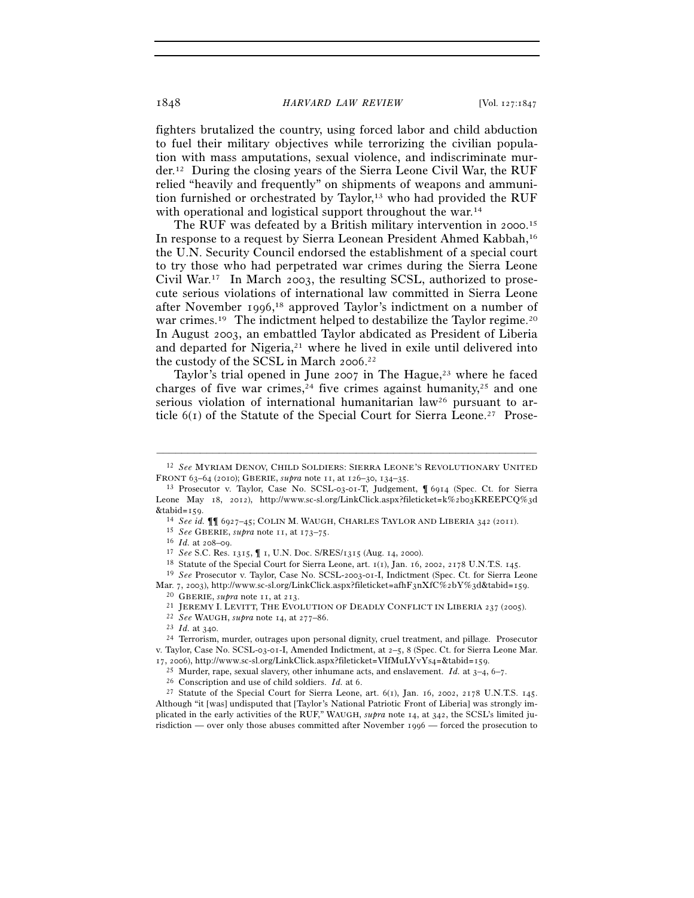fighters brutalized the country, using forced labor and child abduction to fuel their military objectives while terrorizing the civilian population with mass amputations, sexual violence, and indiscriminate murder.[12] During the closing years of the Sierra Leone Civil War, the RUF relied "heavily and frequently" on shipments of weapons and ammunition furnished or orchestrated by Taylor,[13] who had provided the RUF with operational and logistical support throughout the war.[14]

The RUF was defeated by a British military intervention in 2000.[15] In response to a request by Sierra Leonean President Ahmed Kabbah,[16] the U.N. Security Council endorsed the establishment of a special court to try those who had perpetrated war crimes during the Sierra Leone Civil War.[17] In March 2003, the resulting SCSL, authorized to prosecute serious violations of international law committed in Sierra Leone after November 1996,[18] approved Taylor's indictment on a number of war crimes.[19] The indictment helped to destabilize the Taylor regime.[20] In August 2003, an embattled Taylor abdicated as President of Liberia and departed for Nigeria,[21] where he lived in exile until delivered into the custody of the SCSL in March 2006.[22]

Taylor's trial opened in June 2007 in The Hague,[23] where he faced charges of five war crimes,[24] five crimes against humanity,[25] and one serious violation of international humanitarian law[26] pursuant to article 6(1) of the Statute of the Special Court for Sierra Leone.[27] Prose-

---

[12] *See* MYRIAM DENOV, CHILD SOLDIERS: SIERRA LEONE'S REVOLUTIONARY UNITED FRONT 63–64 (2010); GBERIE, *supra* note 11, at 126–30, 134–35.

[13] Prosecutor v. Taylor, Case No. SCSL-03-01-T, Judgement, ¶ 6914 (Spec. Ct. for Sierra Leone May 18, 2012), http://www.sc-sl.org/LinkClick.aspx?fileticket=k%2b03KREEPCQ%3d&tabid=159.

[14] *See id.* ¶¶ 6927–45; COLIN M. WAUGH, CHARLES TAYLOR AND LIBERIA 342 (2011).

[15] *See* GBERIE, *supra* note 11, at 173–75.

[16] *Id.* at 208–09.

[17] *See* S.C. Res. 1315, ¶ 1, U.N. Doc. S/RES/1315 (Aug. 14, 2000).

[18] Statute of the Special Court for Sierra Leone, art. 1(1), Jan. 16, 2002, 2178 U.N.T.S. 145.

[19] *See* Prosecutor v. Taylor, Case No. SCSL-2003-01-I, Indictment (Spec. Ct. for Sierra Leone Mar. 7, 2003), http://www.sc-sl.org/LinkClick.aspx?fileticket=afhF3nXfC%2bY%3d&tabid=159.

[20] GBERIE, *supra* note 11, at 213.

[21] JEREMY I. LEVITT, THE EVOLUTION OF DEADLY CONFLICT IN LIBERIA 237 (2005).

[22] *See* WAUGH, *supra* note 14, at 277–86.

[23] *Id.* at 340.

[24] Terrorism, murder, outrages upon personal dignity, cruel treatment, and pillage. Prosecutor v. Taylor, Case No. SCSL-03-01-I, Amended Indictment, at 2–5, 8 (Spec. Ct. for Sierra Leone Mar. 17, 2006), http://www.sc-sl.org/LinkClick.aspx?fileticket=VIfMuLYvYs4=&tabid=159.

[25] Murder, rape, sexual slavery, other inhumane acts, and enslavement. *Id.* at 3–4, 6–7.

[26] Conscription and use of child soldiers. *Id.* at 6.

[27] Statute of the Special Court for Sierra Leone, art. 6(1), Jan. 16, 2002, 2178 U.N.T.S. 145. Although "it [was] undisputed that [Taylor's National Patriotic Front of Liberia] was strongly implicated in the early activities of the RUF," WAUGH, *supra* note 14, at 342, the SCSL's limited jurisdiction — over only those abuses committed after November 1996 — forced the prosecution to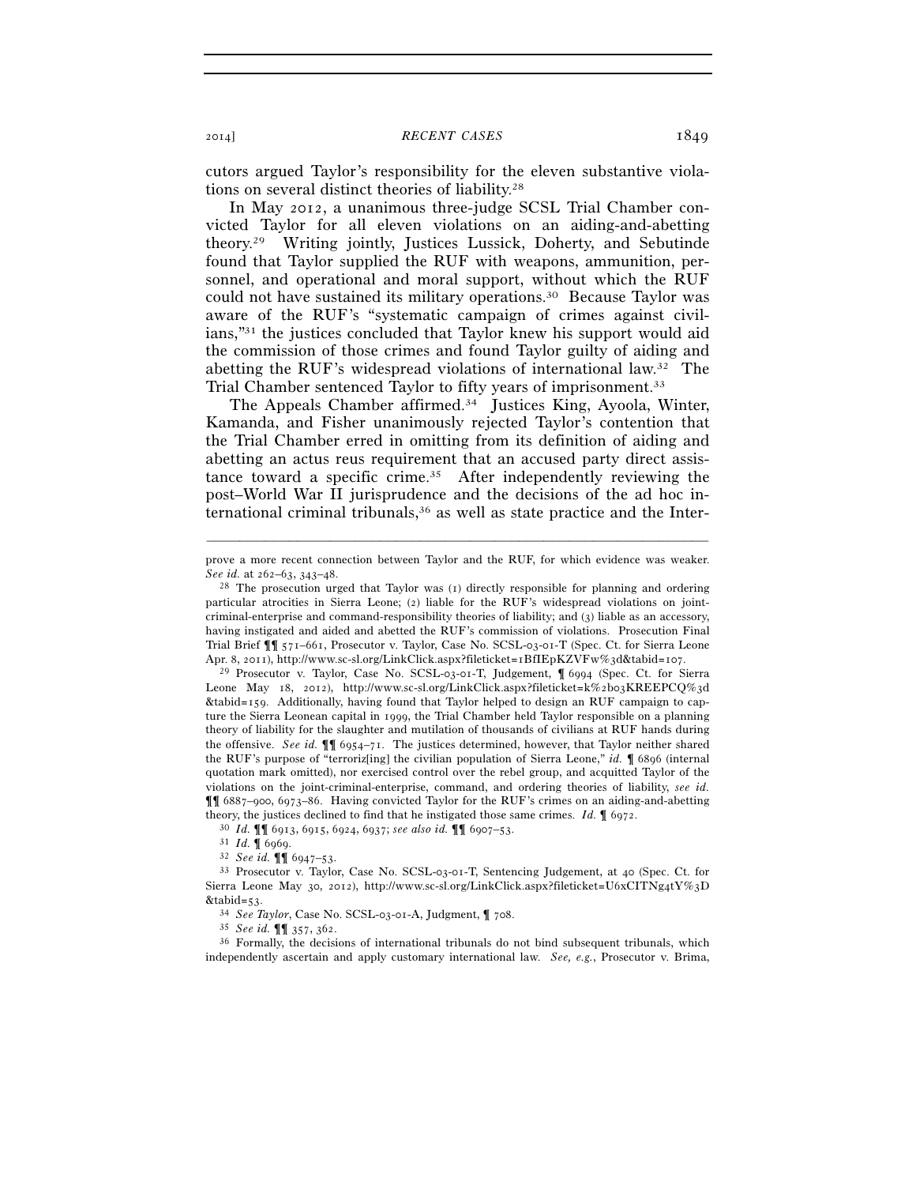cutors argued Taylor's responsibility for the eleven substantive violations on several distinct theories of liability.[28]

In May 2012, a unanimous three-judge SCSL Trial Chamber convicted Taylor for all eleven violations on an aiding-and-abetting theory.[29] Writing jointly, Justices Lussick, Doherty, and Sebutinde found that Taylor supplied the RUF with weapons, ammunition, personnel, and operational and moral support, without which the RUF could not have sustained its military operations.[30] Because Taylor was aware of the RUF's "systematic campaign of crimes against civilians,"[31] the justices concluded that Taylor knew his support would aid the commission of those crimes and found Taylor guilty of aiding and abetting the RUF's widespread violations of international law.[32] The Trial Chamber sentenced Taylor to fifty years of imprisonment.[33]

The Appeals Chamber affirmed.[34] Justices King, Ayoola, Winter, Kamanda, and Fisher unanimously rejected Taylor's contention that the Trial Chamber erred in omitting from its definition of aiding and abetting an actus reus requirement that an accused party direct assistance toward a specific crime.[35] After independently reviewing the post–World War II jurisprudence and the decisions of the ad hoc international criminal tribunals,[36] as well as state practice and the Inter-

---

prove a more recent connection between Taylor and the RUF, for which evidence was weaker. *See id.* at 262–63, 343–48.

[28] The prosecution urged that Taylor was (1) directly responsible for planning and ordering particular atrocities in Sierra Leone; (2) liable for the RUF's widespread violations on joint-criminal-enterprise and command-responsibility theories of liability; and (3) liable as an accessory, having instigated and aided and abetted the RUF's commission of violations. Prosecution Final Trial Brief ¶¶ 571–661, Prosecutor v. Taylor, Case No. SCSL-03-01-T (Spec. Ct. for Sierra Leone Apr. 8, 2011), http://www.sc-sl.org/LinkClick.aspx?fileticket=1BfIEpKZVFw%3d&tabid=107.

[29] Prosecutor v. Taylor, Case No. SCSL-03-01-T, Judgement, ¶ 6994 (Spec. Ct. for Sierra Leone May 18, 2012), http://www.sc-sl.org/LinkClick.aspx?fileticket=k%2b03KREEPCQ%3d&tabid=159. Additionally, having found that Taylor helped to design an RUF campaign to capture the Sierra Leonean capital in 1999, the Trial Chamber held Taylor responsible on a planning theory of liability for the slaughter and mutilation of thousands of civilians at RUF hands during the offensive. *See id.* ¶¶ 6954–71. The justices determined, however, that Taylor neither shared the RUF's purpose of "terroriz[ing] the civilian population of Sierra Leone," *id.* ¶ 6896 (internal quotation mark omitted), nor exercised control over the rebel group, and acquitted Taylor of the violations on the joint-criminal-enterprise, command, and ordering theories of liability, *see id.* ¶¶ 6887–900, 6973–86. Having convicted Taylor for the RUF's crimes on an aiding-and-abetting theory, the justices declined to find that he instigated those same crimes. *Id.* ¶ 6972.

[30] *Id.* ¶¶ 6913, 6915, 6924, 6937; *see also id.* ¶¶ 6907–53.

[31] *Id.* ¶ 6969.

[32] *See id.* ¶¶ 6947–53.

[33] Prosecutor v. Taylor, Case No. SCSL-03-01-T, Sentencing Judgement, at 40 (Spec. Ct. for Sierra Leone May 30, 2012), http://www.sc-sl.org/LinkClick.aspx?fileticket=U6xCITNg4tY%3D&tabid=53.

[34] *See Taylor*, Case No. SCSL-03-01-A, Judgment, ¶ 708.

[35] *See id.* ¶¶ 357, 362.

[36] Formally, the decisions of international tribunals do not bind subsequent tribunals, which independently ascertain and apply customary international law. *See, e.g.*, Prosecutor v. Brima,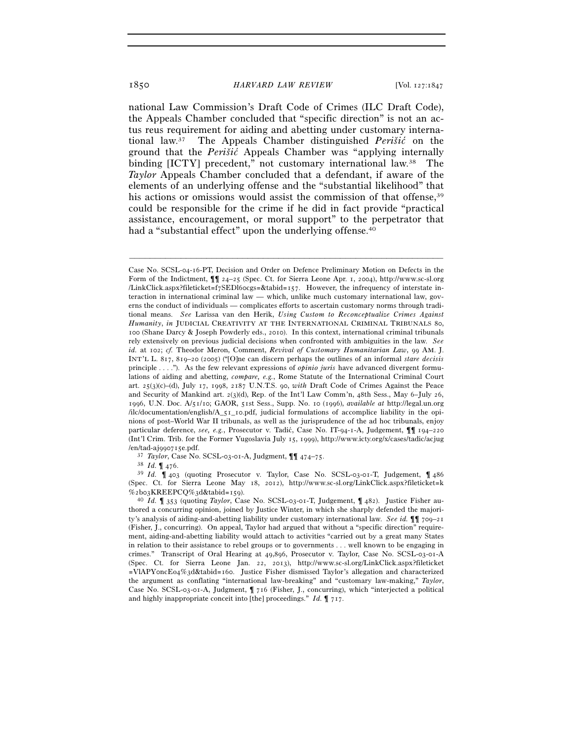national Law Commission's Draft Code of Crimes (ILC Draft Code), the Appeals Chamber concluded that "specific direction" is not an actus reus requirement for aiding and abetting under customary international law.[37] The Appeals Chamber distinguished *Perišić* on the ground that the *Perišić* Appeals Chamber was "applying internally binding [ICTY] precedent," not customary international law.[38] The *Taylor* Appeals Chamber concluded that a defendant, if aware of the elements of an underlying offense and the "substantial likelihood" that his actions or omissions would assist the commission of that offense,[39] could be responsible for the crime if he did in fact provide "practical assistance, encouragement, or moral support" to the perpetrator that had a "substantial effect" upon the underlying offense.[40]

---

Case No. SCSL-04-16-PT, Decision and Order on Defence Preliminary Motion on Defects in the Form of the Indictment, ¶¶ 24–25 (Spec. Ct. for Sierra Leone Apr. 1, 2004), http://www.sc-sl.org/LinkClick.aspx?fileticket=f7SEDl6ocgs=&tabid=157. However, the infrequency of interstate interaction in international criminal law — which, unlike much customary international law, governs the conduct of individuals — complicates efforts to ascertain customary norms through traditional means. *See* Larissa van den Herik, *Using Custom to Reconceptualize Crimes Against Humanity*, *in* JUDICIAL CREATIVITY AT THE INTERNATIONAL CRIMINAL TRIBUNALS 80, 100 (Shane Darcy & Joseph Powderly eds., 2010). In this context, international criminal tribunals rely extensively on previous judicial decisions when confronted with ambiguities in the law. *See id.* at 102; *cf.* Theodor Meron, Comment, *Revival of Customary Humanitarian Law*, 99 AM. J. INT'L L. 817, 819–20 (2005) ("[O]ne can discern perhaps the outlines of an informal *stare decisis* principle . . . ."). As the few relevant expressions of *opinio juris* have advanced divergent formulations of aiding and abetting, *compare, e.g.*, Rome Statute of the International Criminal Court art. 25(3)(c)–(d), July 17, 1998, 2187 U.N.T.S. 90, *with* Draft Code of Crimes Against the Peace and Security of Mankind art. 2(3)(d), Rep. of the Int'l Law Comm'n, 48th Sess., May 6–July 26, 1996, U.N. Doc. A/51/10; GAOR, 51st Sess., Supp. No. 10 (1996), *available at* http://legal.un.org/ilc/documentation/english/A_51_10.pdf, judicial formulations of accomplice liability in the opinions of post–World War II tribunals, as well as the jurisprudence of the ad hoc tribunals, enjoy particular deference, *see, e.g.*, Prosecutor v. Tadić, Case No. IT-94-1-A, Judgement, ¶¶ 194–220 (Int'l Crim. Trib. for the Former Yugoslavia July 15, 1999), http://www.icty.org/x/cases/tadic/acjug/en/tad-aj990715e.pdf.

[37] *Taylor*, Case No. SCSL-03-01-A, Judgment, ¶¶ 474–75.

[38] *Id.* ¶ 476.

[39] *Id.* ¶ 403 (quoting Prosecutor v. Taylor, Case No. SCSL-03-01-T, Judgement, ¶ 486 (Spec. Ct. for Sierra Leone May 18, 2012), http://www.sc-sl.org/LinkClick.aspx?fileticket=k%2b03KREEPCQ%3d&tabid=159).

[40] *Id.* ¶ 353 (quoting *Taylor*, Case No. SCSL-03-01-T, Judgement, ¶ 482). Justice Fisher authored a concurring opinion, joined by Justice Winter, in which she sharply defended the majority's analysis of aiding-and-abetting liability under customary international law. *See id.* ¶¶ 709–21 (Fisher, J., concurring). On appeal, Taylor had argued that without a "specific direction" requirement, aiding-and-abetting liability would attach to activities "carried out by a great many States in relation to their assistance to rebel groups or to governments . . . well known to be engaging in crimes." Transcript of Oral Hearing at 49,896, Prosecutor v. Taylor, Case No. SCSL-03-01-A (Spec. Ct. for Sierra Leone Jan. 22, 2013), http://www.sc-sl.org/LinkClick.aspx?fileticket=VlAPYoncE04%3d&tabid=160. Justice Fisher dismissed Taylor's allegation and characterized the argument as conflating "international law-breaking" and "customary law-making," *Taylor*, Case No. SCSL-03-01-A, Judgment, ¶ 716 (Fisher, J., concurring), which "interjected a political and highly inappropriate conceit into [the] proceedings." *Id.* ¶ 717.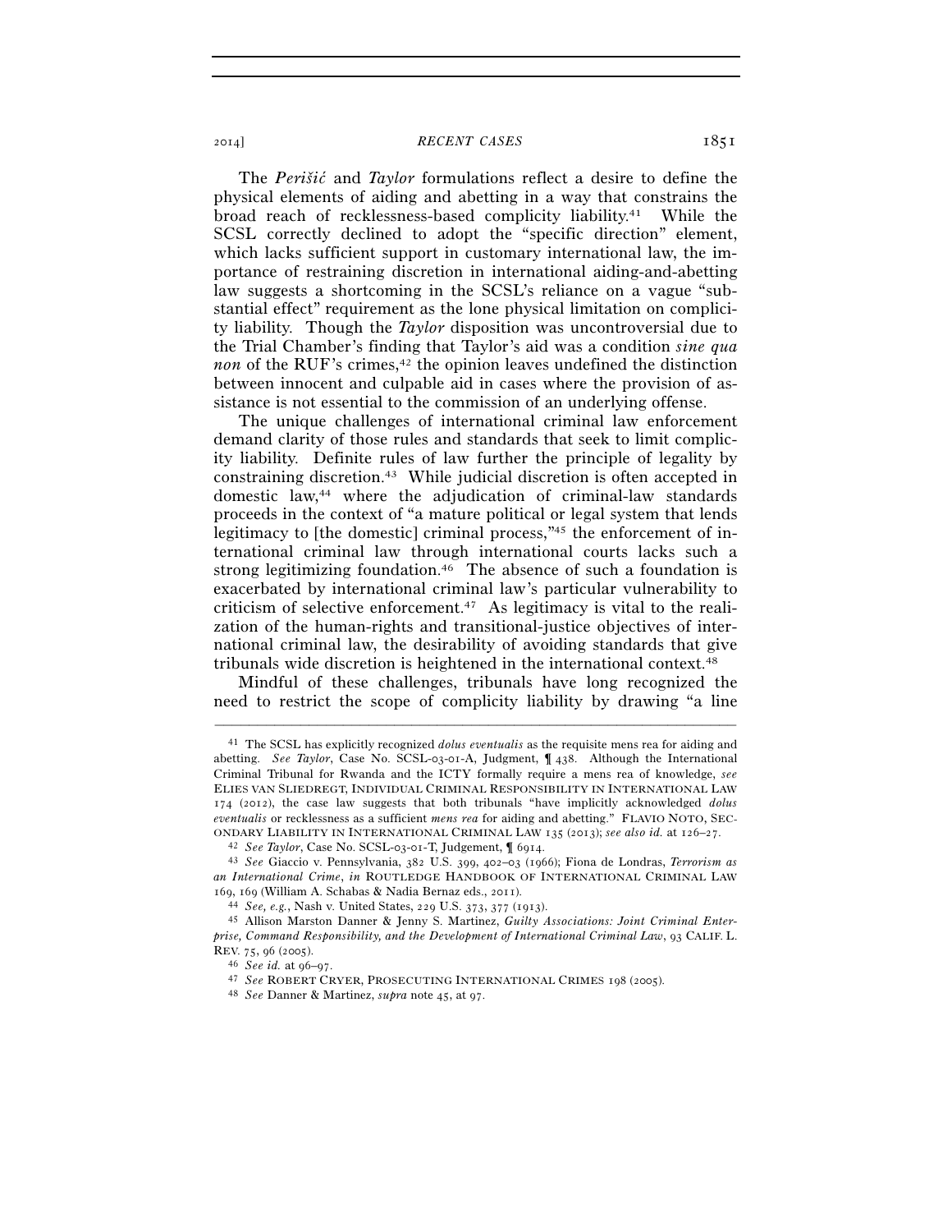The *Perišić* and *Taylor* formulations reflect a desire to define the physical elements of aiding and abetting in a way that constrains the broad reach of recklessness-based complicity liability.[41] While the SCSL correctly declined to adopt the "specific direction" element, which lacks sufficient support in customary international law, the importance of restraining discretion in international aiding-and-abetting law suggests a shortcoming in the SCSL's reliance on a vague "substantial effect" requirement as the lone physical limitation on complicity liability. Though the *Taylor* disposition was uncontroversial due to the Trial Chamber's finding that Taylor's aid was a condition *sine qua non* of the RUF's crimes,[42] the opinion leaves undefined the distinction between innocent and culpable aid in cases where the provision of assistance is not essential to the commission of an underlying offense.

The unique challenges of international criminal law enforcement demand clarity of those rules and standards that seek to limit complicity liability. Definite rules of law further the principle of legality by constraining discretion.[43] While judicial discretion is often accepted in domestic law,[44] where the adjudication of criminal-law standards proceeds in the context of "a mature political or legal system that lends legitimacy to [the domestic] criminal process,"[45] the enforcement of international criminal law through international courts lacks such a strong legitimizing foundation.[46] The absence of such a foundation is exacerbated by international criminal law's particular vulnerability to criticism of selective enforcement.[47] As legitimacy is vital to the realization of the human-rights and transitional-justice objectives of international criminal law, the desirability of avoiding standards that give tribunals wide discretion is heightened in the international context.[48]

Mindful of these challenges, tribunals have long recognized the need to restrict the scope of complicity liability by drawing "a line

---

[41] The SCSL has explicitly recognized *dolus eventualis* as the requisite mens rea for aiding and abetting. *See Taylor*, Case No. SCSL-03-01-A, Judgment, ¶ 438. Although the International Criminal Tribunal for Rwanda and the ICTY formally require a mens rea of knowledge, *see* ELIES VAN SLIEDREGT, INDIVIDUAL CRIMINAL RESPONSIBILITY IN INTERNATIONAL LAW 174 (2012), the case law suggests that both tribunals "have implicitly acknowledged *dolus eventualis* or recklessness as a sufficient *mens rea* for aiding and abetting." FLAVIO NOTO, SECONDARY LIABILITY IN INTERNATIONAL CRIMINAL LAW 135 (2013); *see also id.* at 126–27.

[42] *See Taylor*, Case No. SCSL-03-01-T, Judgement, ¶ 6914.

[43] *See* Giaccio v. Pennsylvania, 382 U.S. 399, 402–03 (1966); Fiona de Londras, *Terrorism as an International Crime*, *in* ROUTLEDGE HANDBOOK OF INTERNATIONAL CRIMINAL LAW 169, 169 (William A. Schabas & Nadia Bernaz eds., 2011).

[44] *See, e.g.*, Nash v. United States, 229 U.S. 373, 377 (1913).

[45] Allison Marston Danner & Jenny S. Martinez, *Guilty Associations: Joint Criminal Enterprise, Command Responsibility, and the Development of International Criminal Law*, 93 CALIF. L. REV. 75, 96 (2005).

[46] *See id.* at 96–97.

[47] *See* ROBERT CRYER, PROSECUTING INTERNATIONAL CRIMES 198 (2005).

[48] *See* Danner & Martinez, *supra* note 45, at 97.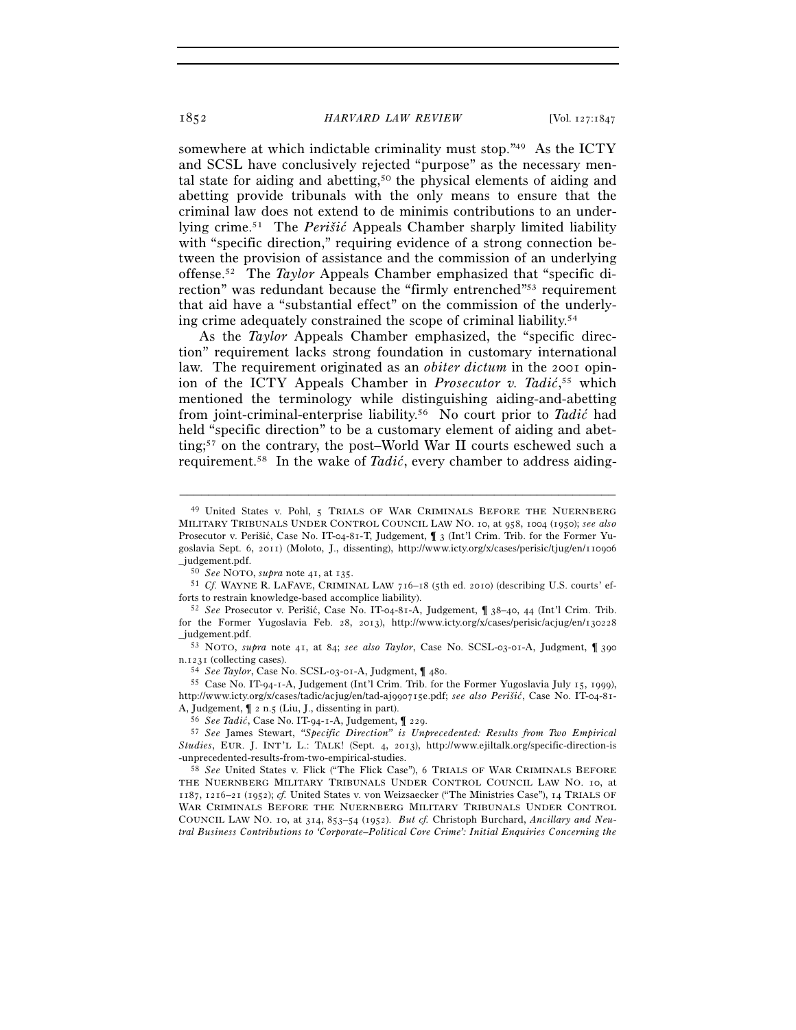somewhere at which indictable criminality must stop."[49] As the ICTY and SCSL have conclusively rejected "purpose" as the necessary mental state for aiding and abetting,[50] the physical elements of aiding and abetting provide tribunals with the only means to ensure that the criminal law does not extend to de minimis contributions to an underlying crime.[51] The *Perišić* Appeals Chamber sharply limited liability with "specific direction," requiring evidence of a strong connection between the provision of assistance and the commission of an underlying offense.[52] The *Taylor* Appeals Chamber emphasized that "specific direction" was redundant because the "firmly entrenched"[53] requirement that aid have a "substantial effect" on the commission of the underlying crime adequately constrained the scope of criminal liability.[54]

As the *Taylor* Appeals Chamber emphasized, the "specific direction" requirement lacks strong foundation in customary international law. The requirement originated as an *obiter dictum* in the 2001 opinion of the ICTY Appeals Chamber in *Prosecutor v. Tadić*,[55] which mentioned the terminology while distinguishing aiding-and-abetting from joint-criminal-enterprise liability.[56] No court prior to *Tadić* had held "specific direction" to be a customary element of aiding and abetting;[57] on the contrary, the post–World War II courts eschewed such a requirement.[58] In the wake of *Tadić*, every chamber to address aiding-

---

[49] United States v. Pohl, 5 TRIALS OF WAR CRIMINALS BEFORE THE NUERNBERG MILITARY TRIBUNALS UNDER CONTROL COUNCIL LAW NO. 10, at 958, 1004 (1950); *see also* Prosecutor v. Perišić, Case No. IT-04-81-T, Judgement, ¶ 3 (Int'l Crim. Trib. for the Former Yugoslavia Sept. 6, 2011) (Moloto, J., dissenting), http://www.icty.org/x/cases/perisic/tjug/en/110906_judgement.pdf.

[50] *See* NOTO, *supra* note 41, at 135.

[51] *Cf.* WAYNE R. LAFAVE, CRIMINAL LAW 716–18 (5th ed. 2010) (describing U.S. courts' efforts to restrain knowledge-based accomplice liability).

[52] *See* Prosecutor v. Perišić, Case No. IT-04-81-A, Judgement, ¶ 38–40, 44 (Int'l Crim. Trib. for the Former Yugoslavia Feb. 28, 2013), http://www.icty.org/x/cases/perisic/acjug/en/130228_judgement.pdf.

[53] NOTO, *supra* note 41, at 84; *see also Taylor*, Case No. SCSL-03-01-A, Judgment, ¶ 390 n.1231 (collecting cases).

[54] *See Taylor*, Case No. SCSL-03-01-A, Judgment, ¶ 480.

[55] Case No. IT-94-1-A, Judgement (Int'l Crim. Trib. for the Former Yugoslavia July 15, 1999), http://www.icty.org/x/cases/tadic/acjug/en/tad-aj990715e.pdf; *see also Perišić*, Case No. IT-04-81-A, Judgement, ¶ 2 n.5 (Liu, J., dissenting in part).

[56] *See Tadić*, Case No. IT-94-1-A, Judgement, ¶ 229.

[57] *See* James Stewart, *"Specific Direction" is Unprecedented: Results from Two Empirical Studies*, EUR. J. INT'L L.: TALK! (Sept. 4, 2013), http://www.ejiltalk.org/specific-direction-is-unprecedented-results-from-two-empirical-studies.

[58] *See* United States v. Flick ("The Flick Case"), 6 TRIALS OF WAR CRIMINALS BEFORE THE NUERNBERG MILITARY TRIBUNALS UNDER CONTROL COUNCIL LAW NO. 10, at 1187, 1216–21 (1952); *cf.* United States v. von Weizsaecker ("The Ministries Case"), 14 TRIALS OF WAR CRIMINALS BEFORE THE NUERNBERG MILITARY TRIBUNALS UNDER CONTROL COUNCIL LAW NO. 10, at 314, 853–54 (1952). *But cf.* Christoph Burchard, *Ancillary and Neutral Business Contributions to 'Corporate–Political Core Crime': Initial Enquiries Concerning the*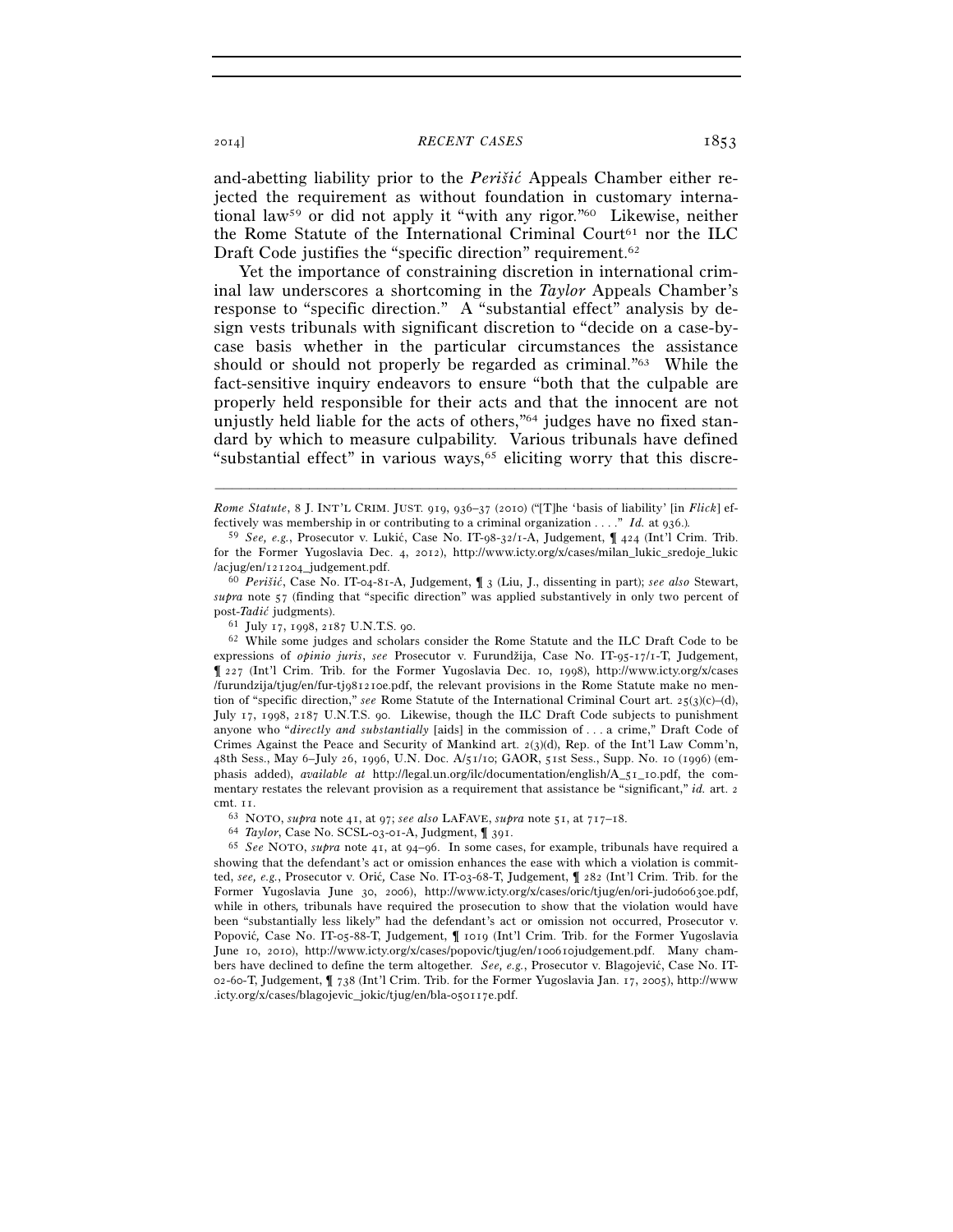and-abetting liability prior to the *Perišić* Appeals Chamber either rejected the requirement as without foundation in customary international law[59] or did not apply it "with any rigor."[60] Likewise, neither the Rome Statute of the International Criminal Court[61] nor the ILC Draft Code justifies the "specific direction" requirement.[62]

Yet the importance of constraining discretion in international criminal law underscores a shortcoming in the *Taylor* Appeals Chamber's response to "specific direction." A "substantial effect" analysis by design vests tribunals with significant discretion to "decide on a case-by-case basis whether in the particular circumstances the assistance should or should not properly be regarded as criminal."[63] While the fact-sensitive inquiry endeavors to ensure "both that the culpable are properly held responsible for their acts and that the innocent are not unjustly held liable for the acts of others,"[64] judges have no fixed standard by which to measure culpability. Various tribunals have defined "substantial effect" in various ways,[65] eliciting worry that this discre-

---

*Rome Statute*, 8 J. INT'L CRIM. JUST. 919, 936–37 (2010) ("[T]he 'basis of liability' [in *Flick*] effectively was membership in or contributing to a criminal organization . . . ." *Id.* at 936.).

[59] *See, e.g.*, Prosecutor v. Lukić, Case No. IT-98-32/1-A, Judgement, ¶ 424 (Int'l Crim. Trib. for the Former Yugoslavia Dec. 4, 2012), http://www.icty.org/x/cases/milan_lukic_sredoje_lukic/acjug/en/121204_judgement.pdf.

[60] *Perišić*, Case No. IT-04-81-A, Judgement, ¶ 3 (Liu, J., dissenting in part); *see also* Stewart, *supra* note 57 (finding that "specific direction" was applied substantively in only two percent of post-*Tadić* judgments).

[61] July 17, 1998, 2187 U.N.T.S. 90.

[62] While some judges and scholars consider the Rome Statute and the ILC Draft Code to be expressions of *opinio juris*, *see* Prosecutor v. Furundžija, Case No. IT-95-17/1-T, Judgement, ¶ 227 (Int'l Crim. Trib. for the Former Yugoslavia Dec. 10, 1998), http://www.icty.org/x/cases/furundzija/tjug/en/fur-tj981210e.pdf, the relevant provisions in the Rome Statute make no mention of "specific direction," *see* Rome Statute of the International Criminal Court art. 25(3)(c)–(d), July 17, 1998, 2187 U.N.T.S. 90. Likewise, though the ILC Draft Code subjects to punishment anyone who "*directly and substantially* [aids] in the commission of . . . a crime," Draft Code of Crimes Against the Peace and Security of Mankind art. 2(3)(d), Rep. of the Int'l Law Comm'n, 48th Sess., May 6–July 26, 1996, U.N. Doc. A/51/10; GAOR, 51st Sess., Supp. No. 10 (1996) (emphasis added), *available at* http://legal.un.org/ilc/documentation/english/A_51_10.pdf, the commentary restates the relevant provision as a requirement that assistance be "significant," *id.* art. 2 cmt. 11.

[63] NOTO, *supra* note 41, at 97; *see also* LAFAVE, *supra* note 51, at 717–18.

[64] *Taylor*, Case No. SCSL-03-01-A, Judgment, ¶ 391.

[65] *See* NOTO, *supra* note 41, at 94–96. In some cases, for example, tribunals have required a showing that the defendant's act or omission enhances the ease with which a violation is committed, *see, e.g.*, Prosecutor v. Orić, Case No. IT-03-68-T, Judgement, ¶ 282 (Int'l Crim. Trib. for the Former Yugoslavia June 30, 2006), http://www.icty.org/x/cases/oric/tjug/en/ori-jud060630e.pdf, while in others, tribunals have required the prosecution to show that the violation would have been "substantially less likely" had the defendant's act or omission not occurred, Prosecutor v. Popović, Case No. IT-05-88-T, Judgement, ¶ 1019 (Int'l Crim. Trib. for the Former Yugoslavia June 10, 2010), http://www.icty.org/x/cases/popovic/tjug/en/100610judgement.pdf. Many chambers have declined to define the term altogether. *See, e.g.*, Prosecutor v. Blagojević, Case No. IT-02-60-T, Judgement, ¶ 738 (Int'l Crim. Trib. for the Former Yugoslavia Jan. 17, 2005), http://www.icty.org/x/cases/blagojevic_jokic/tjug/en/bla-050117e.pdf.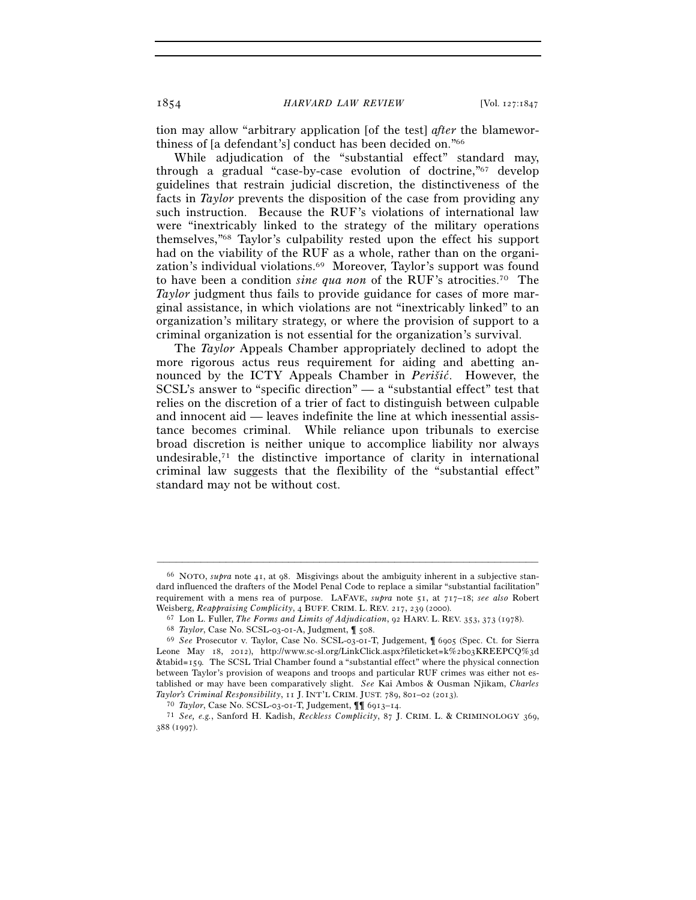tion may allow "arbitrary application [of the test] *after* the blameworthiness of [a defendant's] conduct has been decided on."[66]

While adjudication of the "substantial effect" standard may, through a gradual "case-by-case evolution of doctrine,"[67] develop guidelines that restrain judicial discretion, the distinctiveness of the facts in *Taylor* prevents the disposition of the case from providing any such instruction. Because the RUF's violations of international law were "inextricably linked to the strategy of the military operations themselves,"[68] Taylor's culpability rested upon the effect his support had on the viability of the RUF as a whole, rather than on the organization's individual violations.[69] Moreover, Taylor's support was found to have been a condition *sine qua non* of the RUF's atrocities.[70] The *Taylor* judgment thus fails to provide guidance for cases of more marginal assistance, in which violations are not "inextricably linked" to an organization's military strategy, or where the provision of support to a criminal organization is not essential for the organization's survival.

The *Taylor* Appeals Chamber appropriately declined to adopt the more rigorous actus reus requirement for aiding and abetting announced by the ICTY Appeals Chamber in *Perišić*. However, the SCSL's answer to "specific direction" — a "substantial effect" test that relies on the discretion of a trier of fact to distinguish between culpable and innocent aid — leaves indefinite the line at which inessential assistance becomes criminal. While reliance upon tribunals to exercise broad discretion is neither unique to accomplice liability nor always undesirable,[71] the distinctive importance of clarity in international criminal law suggests that the flexibility of the "substantial effect" standard may not be without cost.

---

[66] NOTO, *supra* note 41, at 98. Misgivings about the ambiguity inherent in a subjective standard influenced the drafters of the Model Penal Code to replace a similar "substantial facilitation" requirement with a mens rea of purpose. LAFAVE, *supra* note 51, at 717–18; *see also* Robert Weisberg, *Reappraising Complicity*, 4 BUFF. CRIM. L. REV. 217, 239 (2000).

[67] Lon L. Fuller, *The Forms and Limits of Adjudication*, 92 HARV. L. REV. 353, 373 (1978).

[68] *Taylor*, Case No. SCSL-03-01-A, Judgment, ¶ 508.

[69] *See* Prosecutor v. Taylor, Case No. SCSL-03-01-T, Judgement, ¶ 6905 (Spec. Ct. for Sierra Leone May 18, 2012), http://www.sc-sl.org/LinkClick.aspx?fileticket=k%2b03KREEPCQ%3d&tabid=159. The SCSL Trial Chamber found a "substantial effect" where the physical connection between Taylor's provision of weapons and troops and particular RUF crimes was either not established or may have been comparatively slight. *See* Kai Ambos & Ousman Njikam, *Charles Taylor's Criminal Responsibility*, 11 J. INT'L CRIM. JUST. 789, 801–02 (2013).

[70] *Taylor*, Case No. SCSL-03-01-T, Judgement, ¶¶ 6913–14.

[71] *See, e.g.*, Sanford H. Kadish, *Reckless Complicity*, 87 J. CRIM. L. & CRIMINOLOGY 369, 388 (1997).